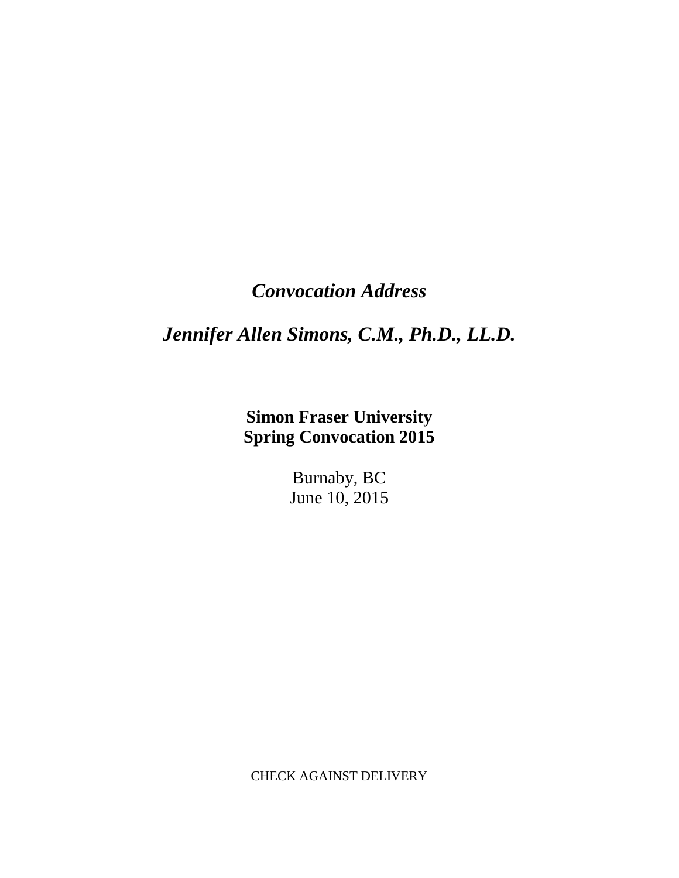# *Convocation Address*

## *Jennifer Allen Simons, C.M., Ph.D., LL.D.*

**Simon Fraser University**
**Spring Convocation 2015**

Burnaby, BC
June 10, 2015

CHECK AGAINST DELIVERY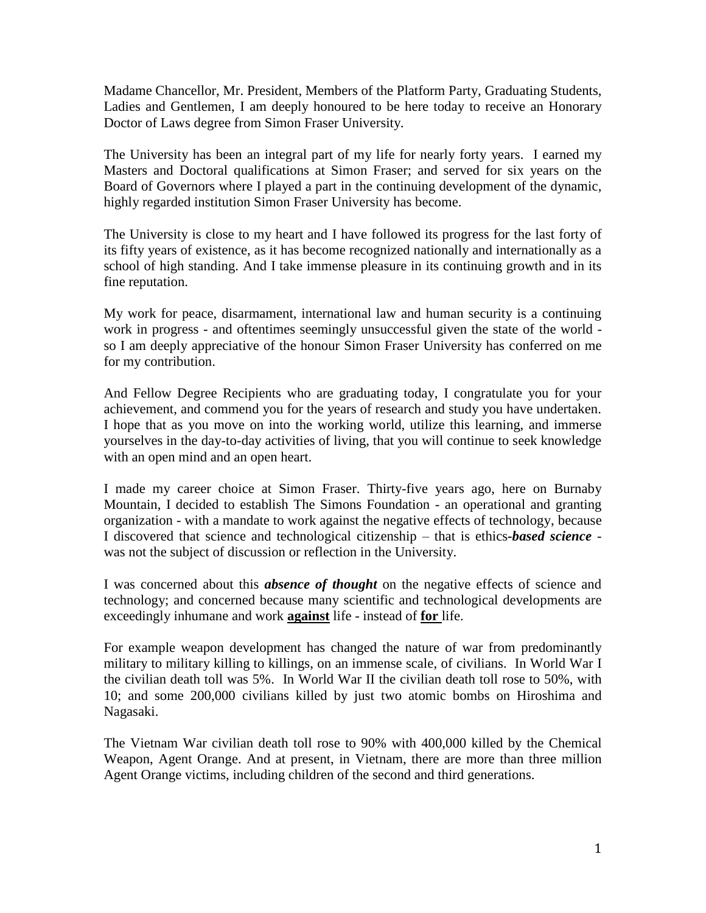Madame Chancellor, Mr. President, Members of the Platform Party, Graduating Students, Ladies and Gentlemen, I am deeply honoured to be here today to receive an Honorary Doctor of Laws degree from Simon Fraser University.

The University has been an integral part of my life for nearly forty years. I earned my Masters and Doctoral qualifications at Simon Fraser; and served for six years on the Board of Governors where I played a part in the continuing development of the dynamic, highly regarded institution Simon Fraser University has become.

The University is close to my heart and I have followed its progress for the last forty of its fifty years of existence, as it has become recognized nationally and internationally as a school of high standing. And I take immense pleasure in its continuing growth and in its fine reputation.

My work for peace, disarmament, international law and human security is a continuing work in progress - and oftentimes seemingly unsuccessful given the state of the world - so I am deeply appreciative of the honour Simon Fraser University has conferred on me for my contribution.

And Fellow Degree Recipients who are graduating today, I congratulate you for your achievement, and commend you for the years of research and study you have undertaken. I hope that as you move on into the working world, utilize this learning, and immerse yourselves in the day-to-day activities of living, that you will continue to seek knowledge with an open mind and an open heart.

I made my career choice at Simon Fraser. Thirty-five years ago, here on Burnaby Mountain, I decided to establish The Simons Foundation - an operational and granting organization - with a mandate to work against the negative effects of technology, because I discovered that science and technological citizenship – that is ethics-***based science*** - was not the subject of discussion or reflection in the University.

I was concerned about this ***absence of thought*** on the negative effects of science and technology; and concerned because many scientific and technological developments are exceedingly inhumane and work <u>**against**</u> life - instead of <u>**for**</u> life.

For example weapon development has changed the nature of war from predominantly military to military killing to killings, on an immense scale, of civilians. In World War I the civilian death toll was 5%. In World War II the civilian death toll rose to 50%, with 10; and some 200,000 civilians killed by just two atomic bombs on Hiroshima and Nagasaki.

The Vietnam War civilian death toll rose to 90% with 400,000 killed by the Chemical Weapon, Agent Orange. And at present, in Vietnam, there are more than three million Agent Orange victims, including children of the second and third generations.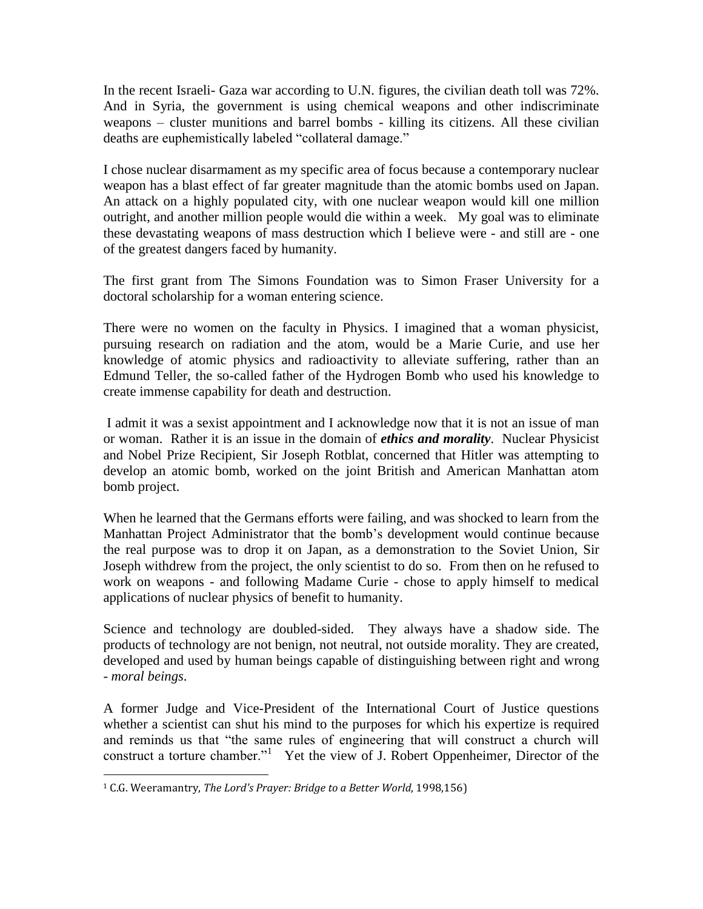In the recent Israeli- Gaza war according to U.N. figures, the civilian death toll was 72%. And in Syria, the government is using chemical weapons and other indiscriminate weapons – cluster munitions and barrel bombs - killing its citizens. All these civilian deaths are euphemistically labeled "collateral damage."

I chose nuclear disarmament as my specific area of focus because a contemporary nuclear weapon has a blast effect of far greater magnitude than the atomic bombs used on Japan. An attack on a highly populated city, with one nuclear weapon would kill one million outright, and another million people would die within a week. My goal was to eliminate these devastating weapons of mass destruction which I believe were - and still are - one of the greatest dangers faced by humanity.

The first grant from The Simons Foundation was to Simon Fraser University for a doctoral scholarship for a woman entering science.

There were no women on the faculty in Physics. I imagined that a woman physicist, pursuing research on radiation and the atom, would be a Marie Curie, and use her knowledge of atomic physics and radioactivity to alleviate suffering, rather than an Edmund Teller, the so-called father of the Hydrogen Bomb who used his knowledge to create immense capability for death and destruction.

I admit it was a sexist appointment and I acknowledge now that it is not an issue of man or woman. Rather it is an issue in the domain of ***ethics and morality***. Nuclear Physicist and Nobel Prize Recipient, Sir Joseph Rotblat, concerned that Hitler was attempting to develop an atomic bomb, worked on the joint British and American Manhattan atom bomb project.

When he learned that the Germans efforts were failing, and was shocked to learn from the Manhattan Project Administrator that the bomb's development would continue because the real purpose was to drop it on Japan, as a demonstration to the Soviet Union, Sir Joseph withdrew from the project, the only scientist to do so. From then on he refused to work on weapons - and following Madame Curie - chose to apply himself to medical applications of nuclear physics of benefit to humanity.

Science and technology are doubled-sided. They always have a shadow side. The products of technology are not benign, not neutral, not outside morality. They are created, developed and used by human beings capable of distinguishing between right and wrong - *moral beings*.

A former Judge and Vice-President of the International Court of Justice questions whether a scientist can shut his mind to the purposes for which his expertize is required and reminds us that "the same rules of engineering that will construct a church will construct a torture chamber."[1] Yet the view of J. Robert Oppenheimer, Director of the

[1] C.G. Weeramantry, *The Lord's Prayer: Bridge to a Better World*, 1998,156)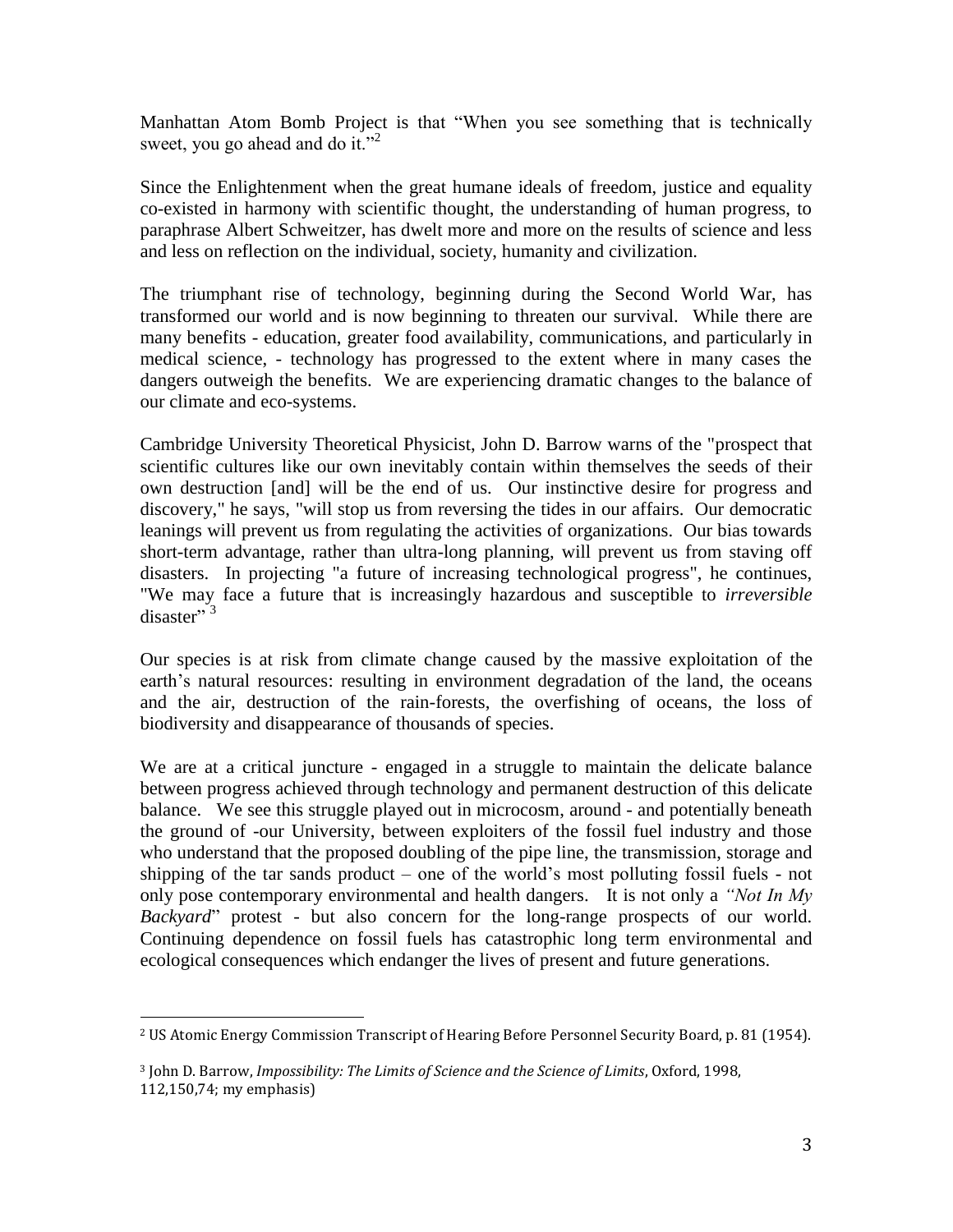Manhattan Atom Bomb Project is that "When you see something that is technically sweet, you go ahead and do it."[2]

Since the Enlightenment when the great humane ideals of freedom, justice and equality co-existed in harmony with scientific thought, the understanding of human progress, to paraphrase Albert Schweitzer, has dwelt more and more on the results of science and less and less on reflection on the individual, society, humanity and civilization.

The triumphant rise of technology, beginning during the Second World War, has transformed our world and is now beginning to threaten our survival. While there are many benefits - education, greater food availability, communications, and particularly in medical science, - technology has progressed to the extent where in many cases the dangers outweigh the benefits. We are experiencing dramatic changes to the balance of our climate and eco-systems.

Cambridge University Theoretical Physicist, John D. Barrow warns of the "prospect that scientific cultures like our own inevitably contain within themselves the seeds of their own destruction [and] will be the end of us. Our instinctive desire for progress and discovery," he says, "will stop us from reversing the tides in our affairs. Our democratic leanings will prevent us from regulating the activities of organizations. Our bias towards short-term advantage, rather than ultra-long planning, will prevent us from staving off disasters. In projecting "a future of increasing technological progress", he continues, "We may face a future that is increasingly hazardous and susceptible to *irreversible* disaster"[3]

Our species is at risk from climate change caused by the massive exploitation of the earth's natural resources: resulting in environment degradation of the land, the oceans and the air, destruction of the rain-forests, the overfishing of oceans, the loss of biodiversity and disappearance of thousands of species.

We are at a critical juncture - engaged in a struggle to maintain the delicate balance between progress achieved through technology and permanent destruction of this delicate balance. We see this struggle played out in microcosm, around - and potentially beneath the ground of -our University, between exploiters of the fossil fuel industry and those who understand that the proposed doubling of the pipe line, the transmission, storage and shipping of the tar sands product – one of the world's most polluting fossil fuels - not only pose contemporary environmental and health dangers. It is not only a *"Not In My Backyard*" protest - but also concern for the long-range prospects of our world. Continuing dependence on fossil fuels has catastrophic long term environmental and ecological consequences which endanger the lives of present and future generations.

---

[2] US Atomic Energy Commission Transcript of Hearing Before Personnel Security Board, p. 81 (1954).

[3] John D. Barrow, *Impossibility: The Limits of Science and the Science of Limits*, Oxford, 1998, 112,150,74; my emphasis)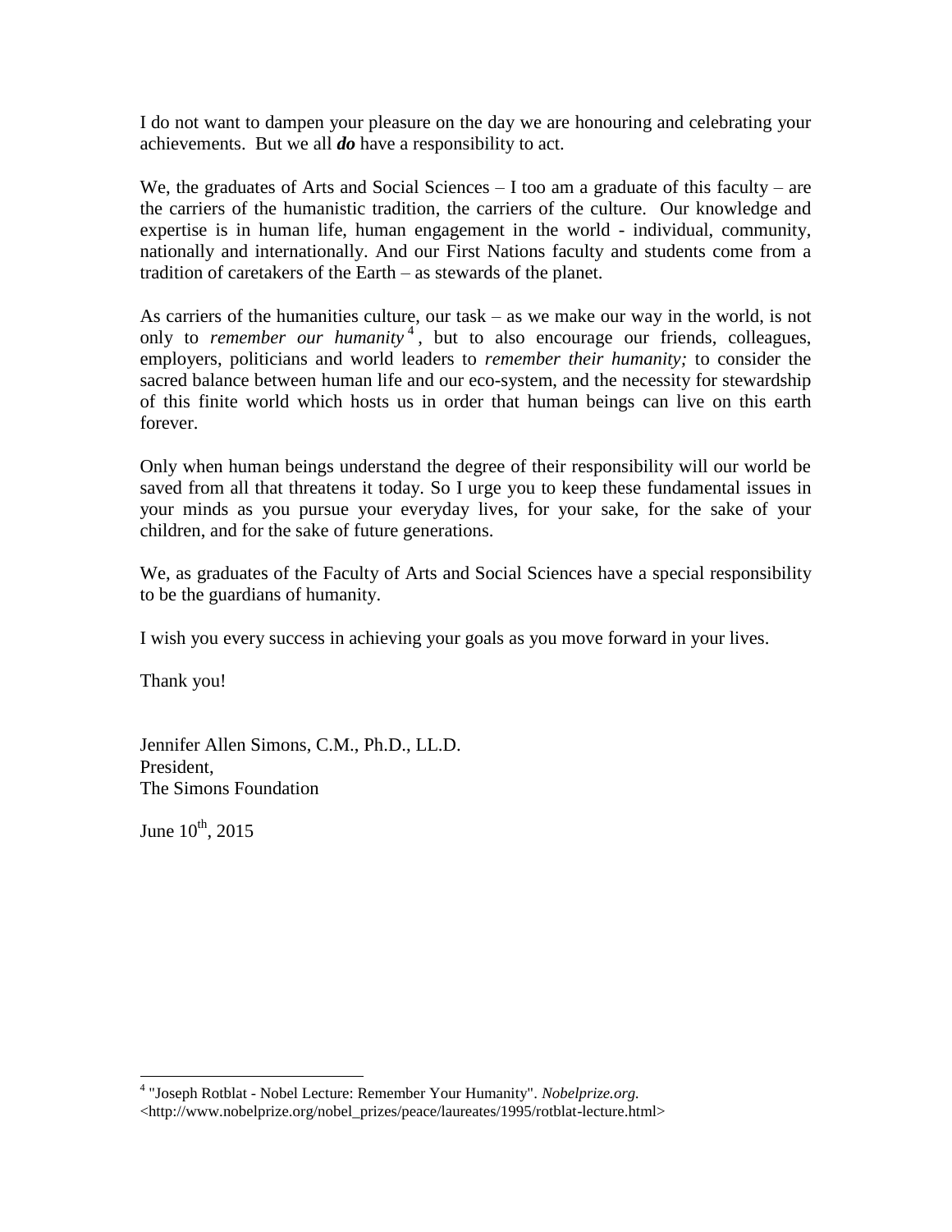I do not want to dampen your pleasure on the day we are honouring and celebrating your achievements. But we all ***do*** have a responsibility to act.

We, the graduates of Arts and Social Sciences – I too am a graduate of this faculty – are the carriers of the humanistic tradition, the carriers of the culture. Our knowledge and expertise is in human life, human engagement in the world - individual, community, nationally and internationally. And our First Nations faculty and students come from a tradition of caretakers of the Earth – as stewards of the planet.

As carriers of the humanities culture, our task – as we make our way in the world, is not only to *remember our humanity*[4], but to also encourage our friends, colleagues, employers, politicians and world leaders to *remember their humanity;* to consider the sacred balance between human life and our eco-system, and the necessity for stewardship of this finite world which hosts us in order that human beings can live on this earth forever.

Only when human beings understand the degree of their responsibility will our world be saved from all that threatens it today. So I urge you to keep these fundamental issues in your minds as you pursue your everyday lives, for your sake, for the sake of your children, and for the sake of future generations.

We, as graduates of the Faculty of Arts and Social Sciences have a special responsibility to be the guardians of humanity.

I wish you every success in achieving your goals as you move forward in your lives.

Thank you!

Jennifer Allen Simons, C.M., Ph.D., LL.D.
President,
The Simons Foundation

June 10th, 2015

---

[4] "Joseph Rotblat - Nobel Lecture: Remember Your Humanity". *Nobelprize.org.* <http://www.nobelprize.org/nobel_prizes/peace/laureates/1995/rotblat-lecture.html>